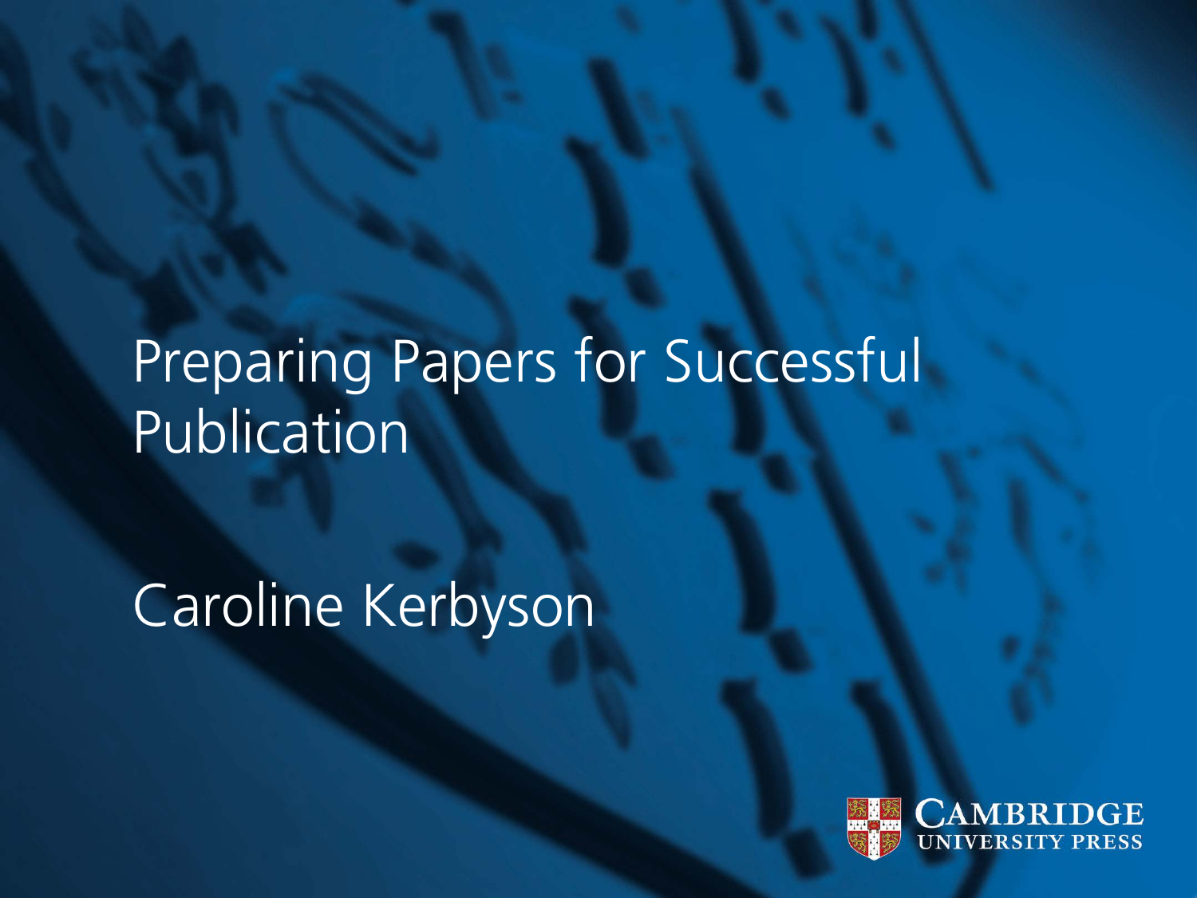# Preparing Papers for Successful Publication

Caroline Kerbyson

CAMBRIDGE UNIVERSITY PRESS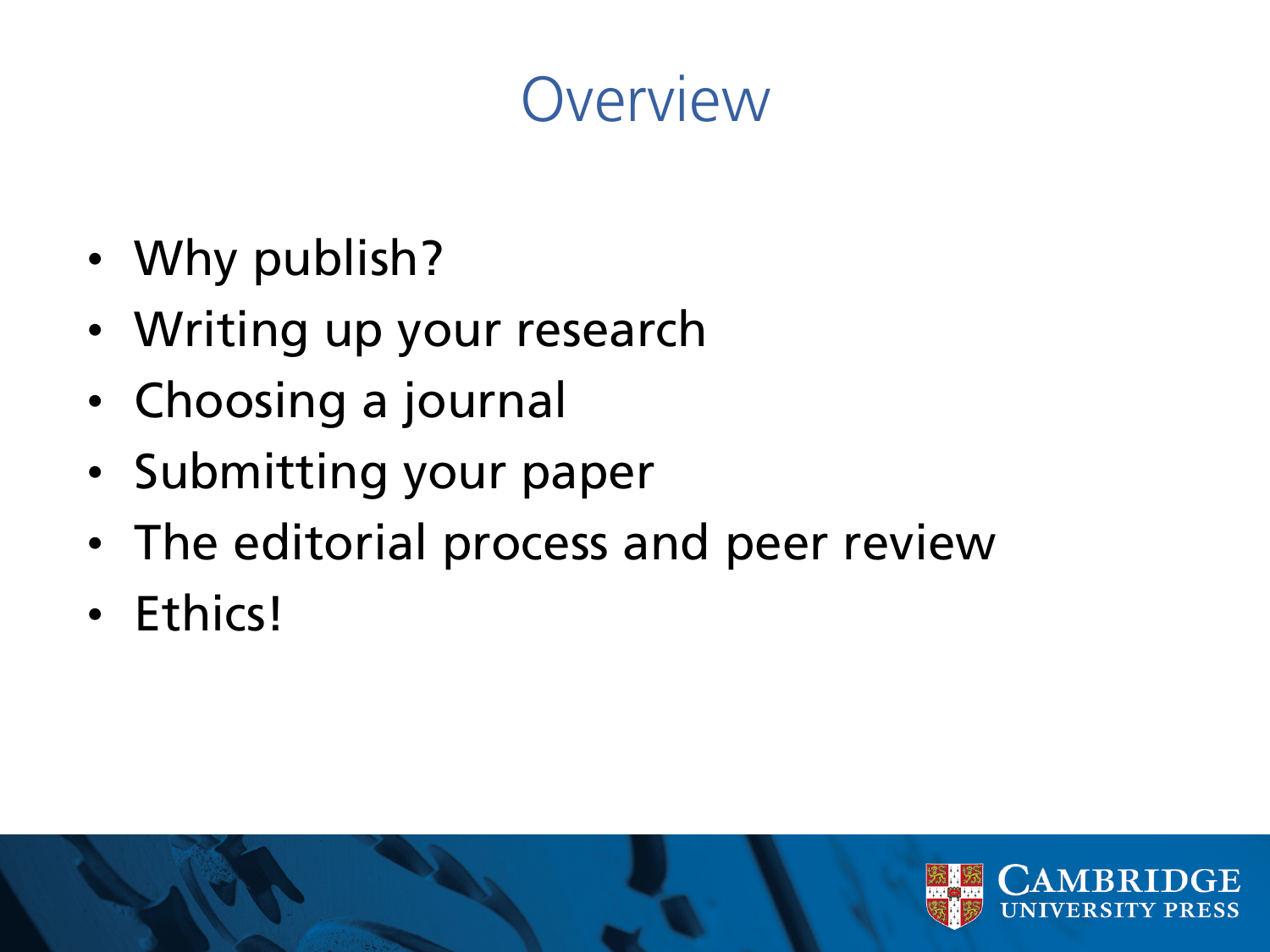# Overview

- Why publish?
- Writing up your research
- Choosing a journal
- Submitting your paper
- The editorial process and peer review
- Ethics!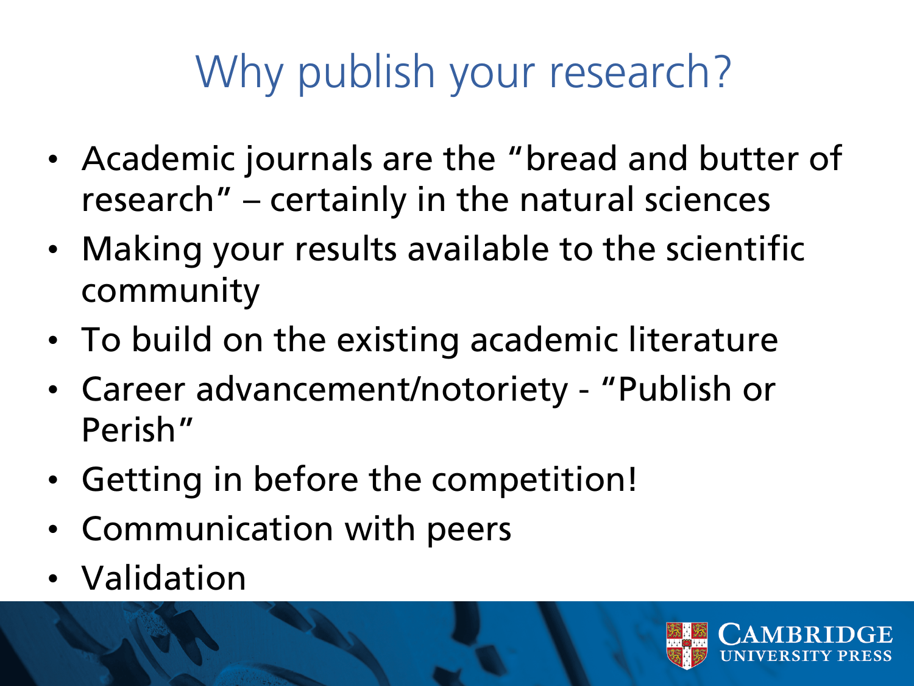# Why publish your research?

- Academic journals are the "bread and butter of research" – certainly in the natural sciences
- Making your results available to the scientific community
- To build on the existing academic literature
- Career advancement/notoriety - "Publish or Perish"
- Getting in before the competition!
- Communication with peers
- Validation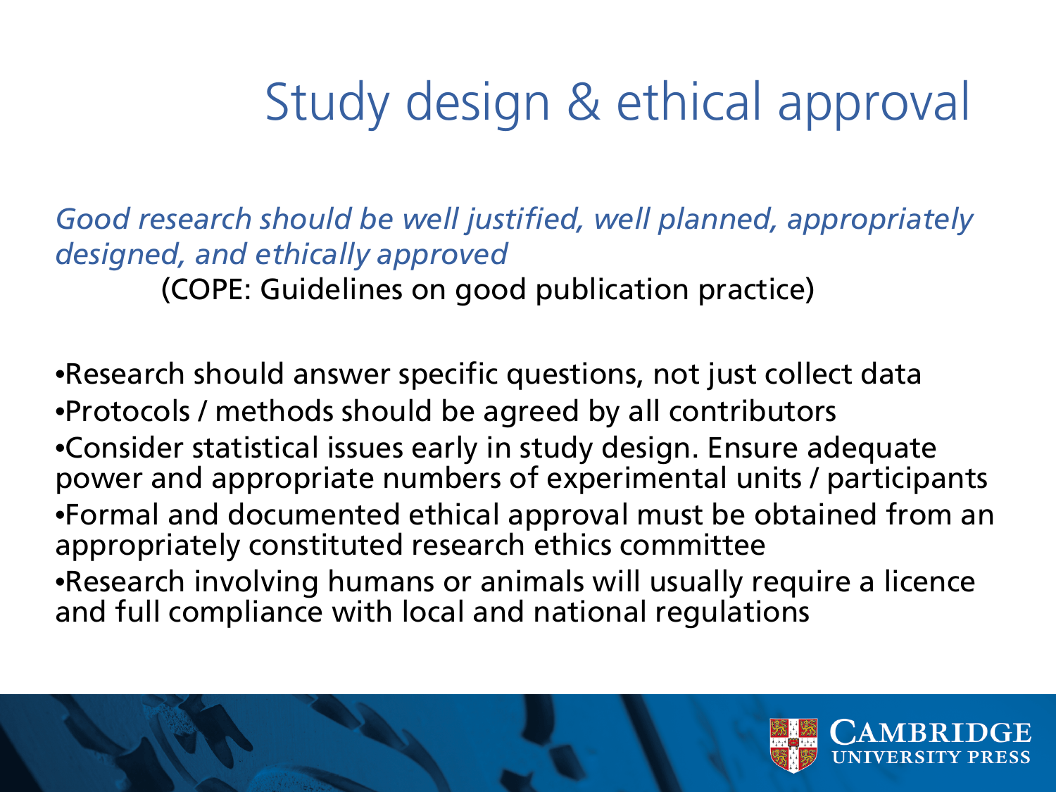# Study design & ethical approval

*Good research should be well justified, well planned, appropriately designed, and ethically approved*

(COPE: Guidelines on good publication practice)

- Research should answer specific questions, not just collect data
- Protocols / methods should be agreed by all contributors
- Consider statistical issues early in study design. Ensure adequate power and appropriate numbers of experimental units / participants
- Formal and documented ethical approval must be obtained from an appropriately constituted research ethics committee
- Research involving humans or animals will usually require a licence and full compliance with local and national regulations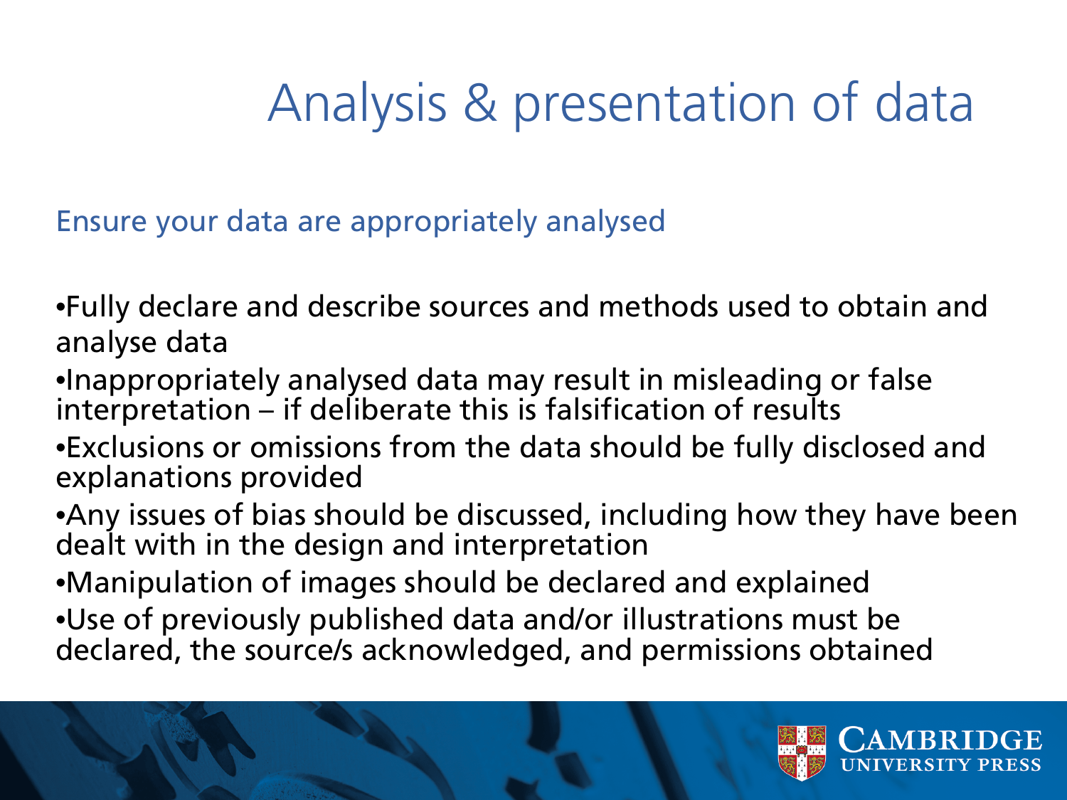# Analysis & presentation of data

## Ensure your data are appropriately analysed

- Fully declare and describe sources and methods used to obtain and analyse data
- Inappropriately analysed data may result in misleading or false interpretation – if deliberate this is falsification of results
- Exclusions or omissions from the data should be fully disclosed and explanations provided
- Any issues of bias should be discussed, including how they have been dealt with in the design and interpretation
- Manipulation of images should be declared and explained
- Use of previously published data and/or illustrations must be declared, the source/s acknowledged, and permissions obtained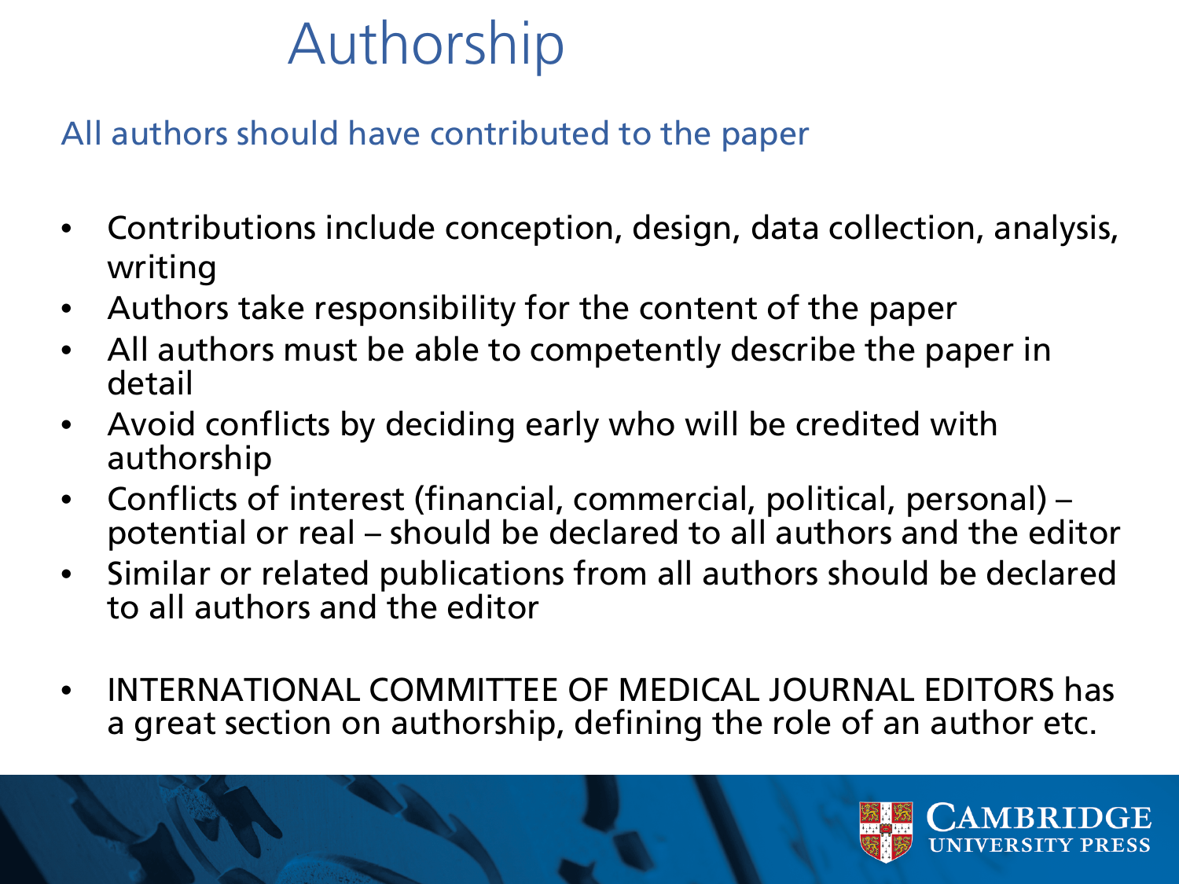# Authorship

## All authors should have contributed to the paper

- Contributions include conception, design, data collection, analysis, writing
- Authors take responsibility for the content of the paper
- All authors must be able to competently describe the paper in detail
- Avoid conflicts by deciding early who will be credited with authorship
- Conflicts of interest (financial, commercial, political, personal) – potential or real – should be declared to all authors and the editor
- Similar or related publications from all authors should be declared to all authors and the editor

- INTERNATIONAL COMMITTEE OF MEDICAL JOURNAL EDITORS has a great section on authorship, defining the role of an author etc.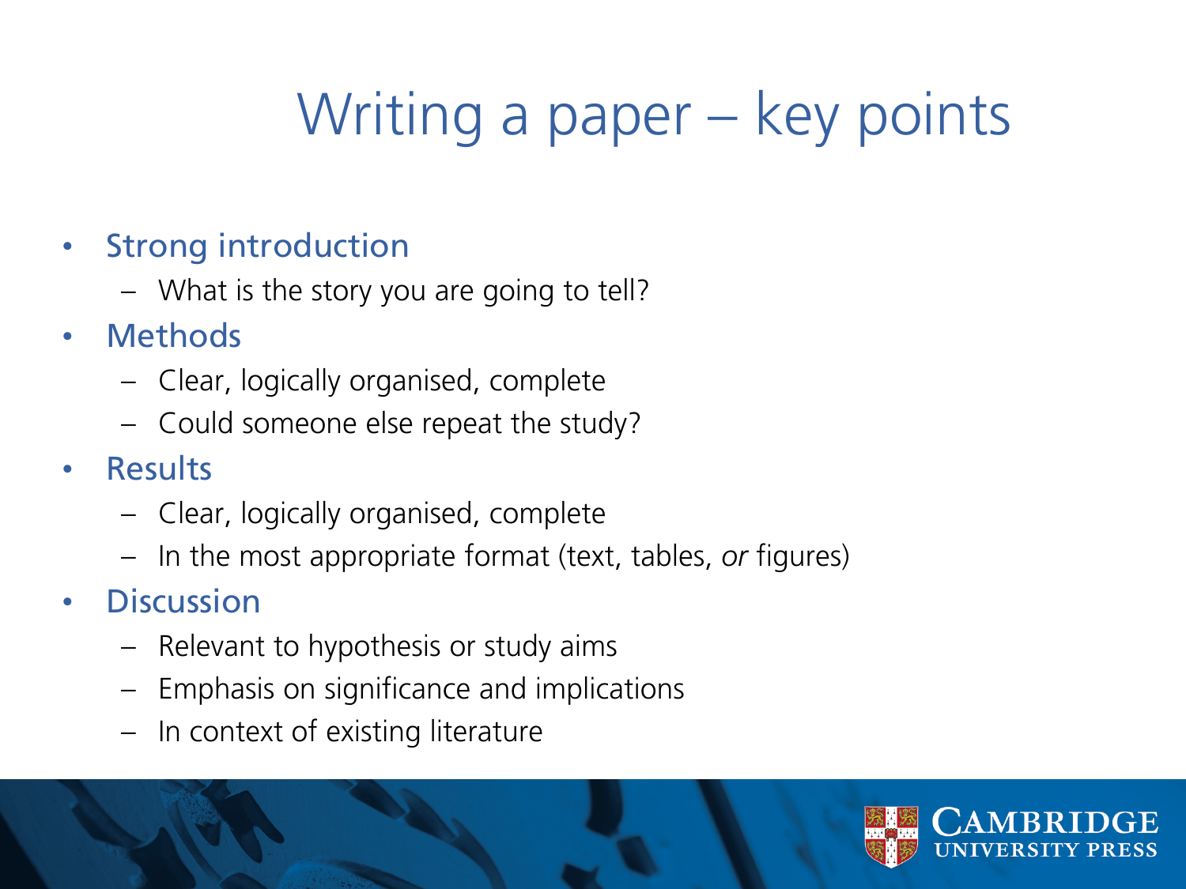# Writing a paper – key points

- Strong introduction
  - What is the story you are going to tell?
- Methods
  - Clear, logically organised, complete
  - Could someone else repeat the study?
- Results
  - Clear, logically organised, complete
  - In the most appropriate format (text, tables, *or* figures)
- Discussion
  - Relevant to hypothesis or study aims
  - Emphasis on significance and implications
  - In context of existing literature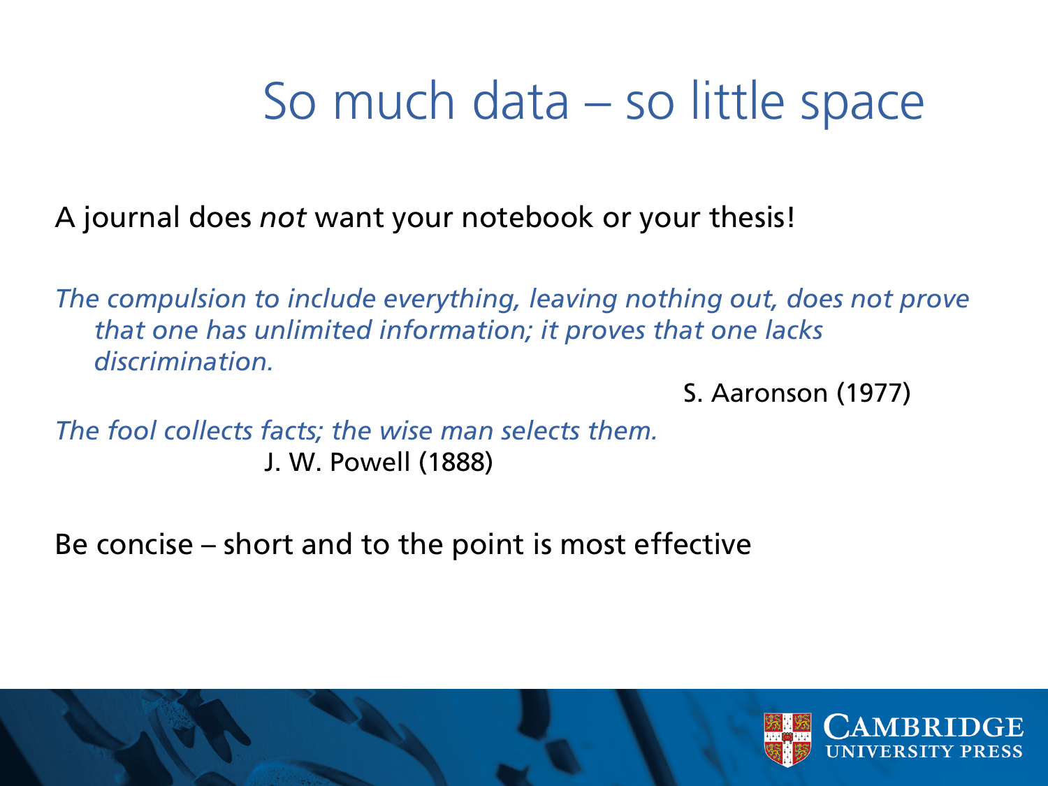# So much data – so little space

A journal does *not* want your notebook or your thesis!

*The compulsion to include everything, leaving nothing out, does not prove that one has unlimited information; it proves that one lacks discrimination.*

S. Aaronson (1977)

*The fool collects facts; the wise man selects them.*

J. W. Powell (1888)

Be concise – short and to the point is most effective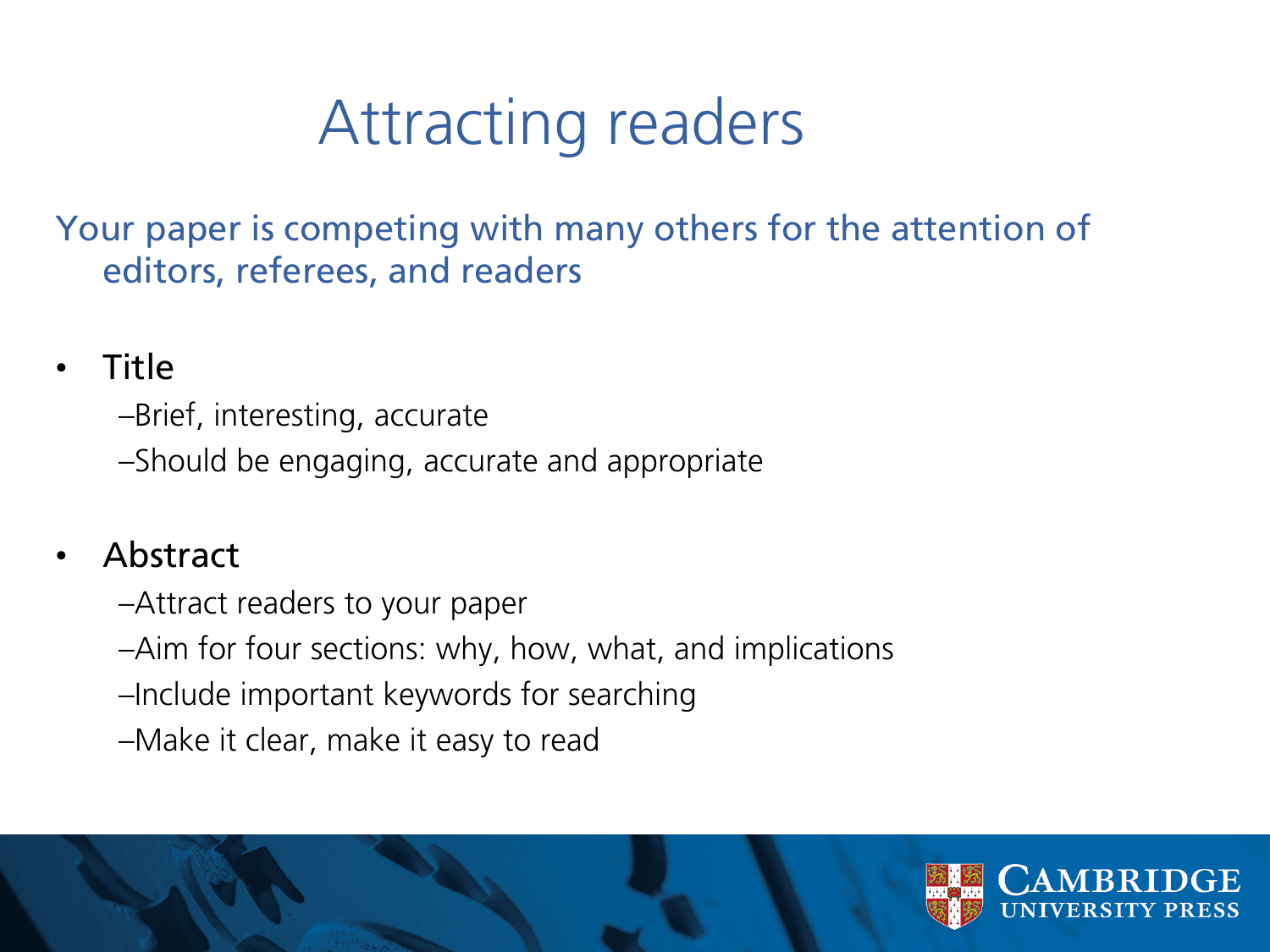# Attracting readers

Your paper is competing with many others for the attention of editors, referees, and readers

- Title
  - –Brief, interesting, accurate
  - –Should be engaging, accurate and appropriate

- Abstract
  - –Attract readers to your paper
  - –Aim for four sections: why, how, what, and implications
  - –Include important keywords for searching
  - –Make it clear, make it easy to read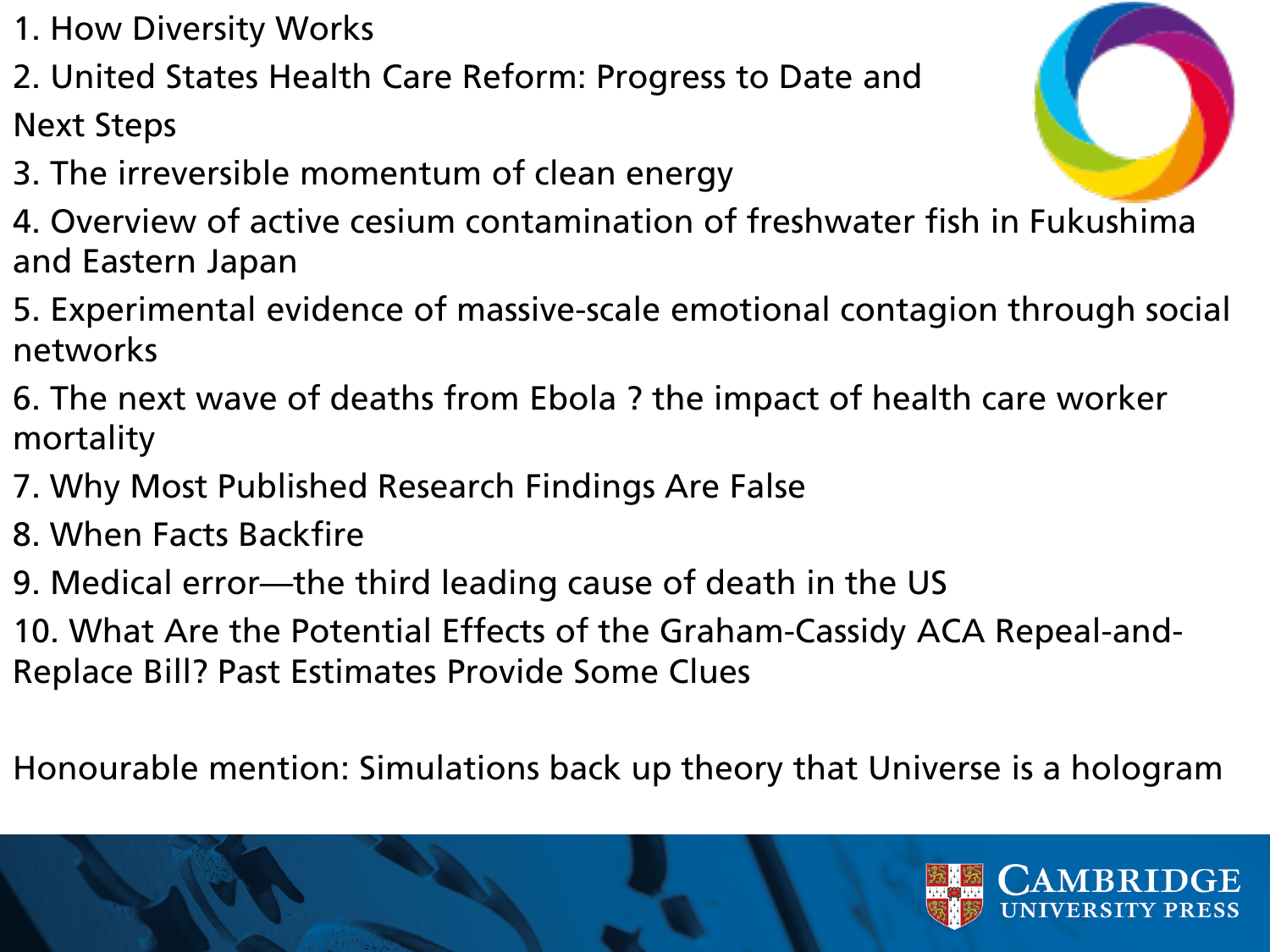1. How Diversity Works
2. United States Health Care Reform: Progress to Date and Next Steps
3. The irreversible momentum of clean energy
4. Overview of active cesium contamination of freshwater fish in Fukushima and Eastern Japan
5. Experimental evidence of massive-scale emotional contagion through social networks
6. The next wave of deaths from Ebola ? the impact of health care worker mortality
7. Why Most Published Research Findings Are False
8. When Facts Backfire
9. Medical error—the third leading cause of death in the US
10. What Are the Potential Effects of the Graham-Cassidy ACA Repeal-and-Replace Bill? Past Estimates Provide Some Clues

Honourable mention: Simulations back up theory that Universe is a hologram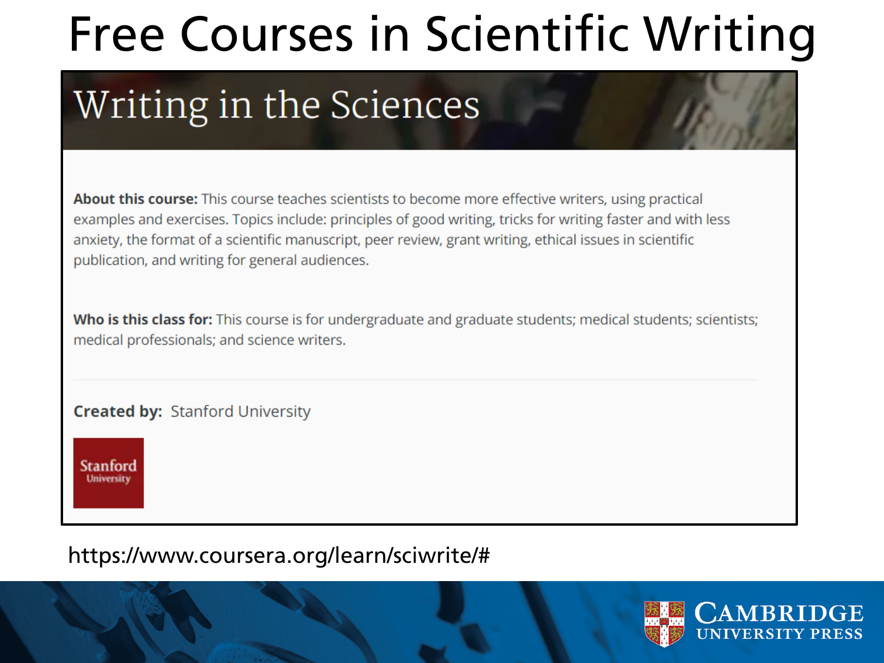# Free Courses in Scientific Writing

## Writing in the Sciences

**About this course:** This course teaches scientists to become more effective writers, using practical examples and exercises. Topics include: principles of good writing, tricks for writing faster and with less anxiety, the format of a scientific manuscript, peer review, grant writing, ethical issues in scientific publication, and writing for general audiences.

**Who is this class for:** This course is for undergraduate and graduate students; medical students; scientists; medical professionals; and science writers.

**Created by:** Stanford University

Stanford University

https://www.coursera.org/learn/sciwrite/#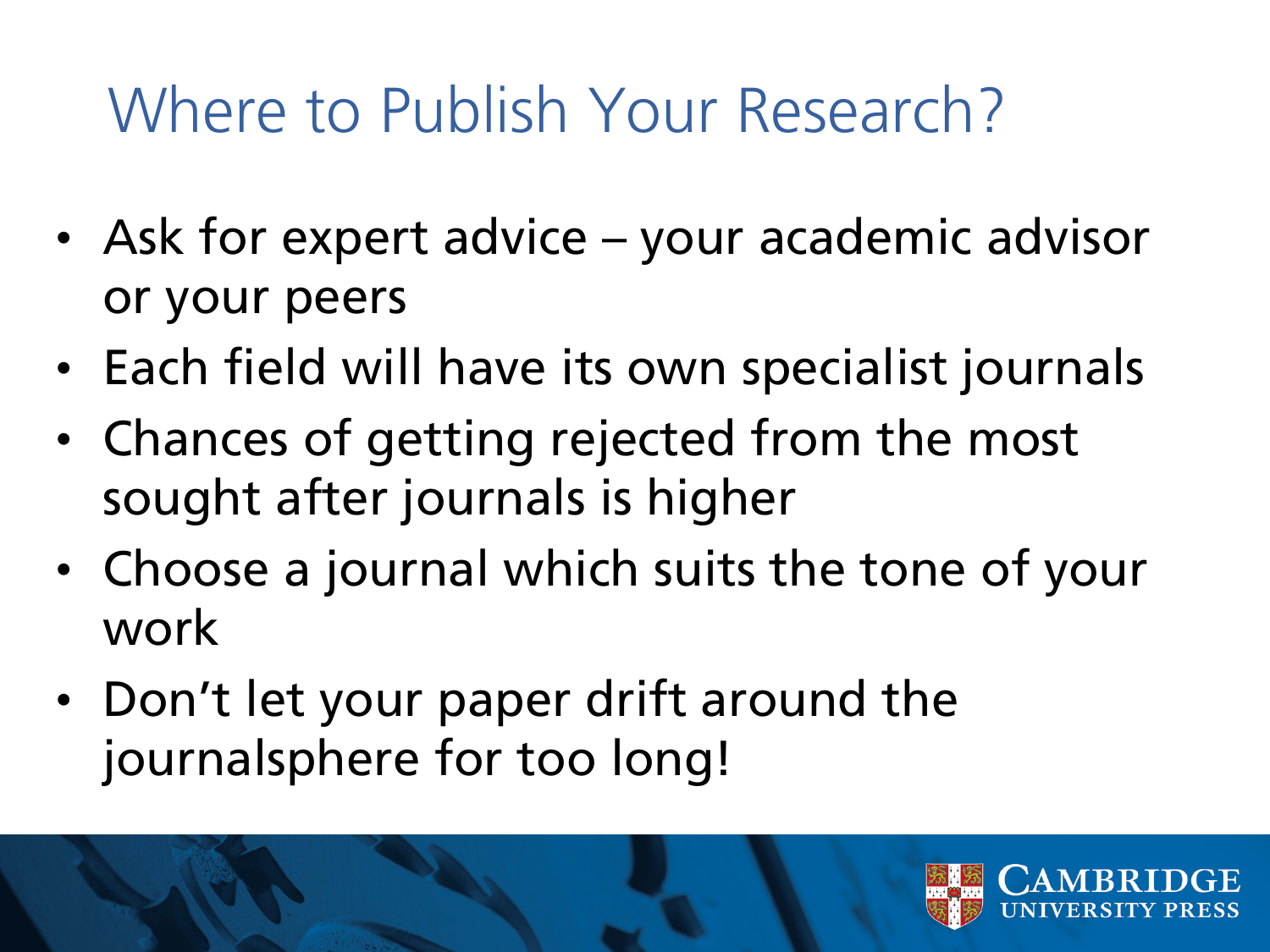# Where to Publish Your Research?

- Ask for expert advice – your academic advisor or your peers
- Each field will have its own specialist journals
- Chances of getting rejected from the most sought after journals is higher
- Choose a journal which suits the tone of your work
- Don’t let your paper drift around the journalsphere for too long!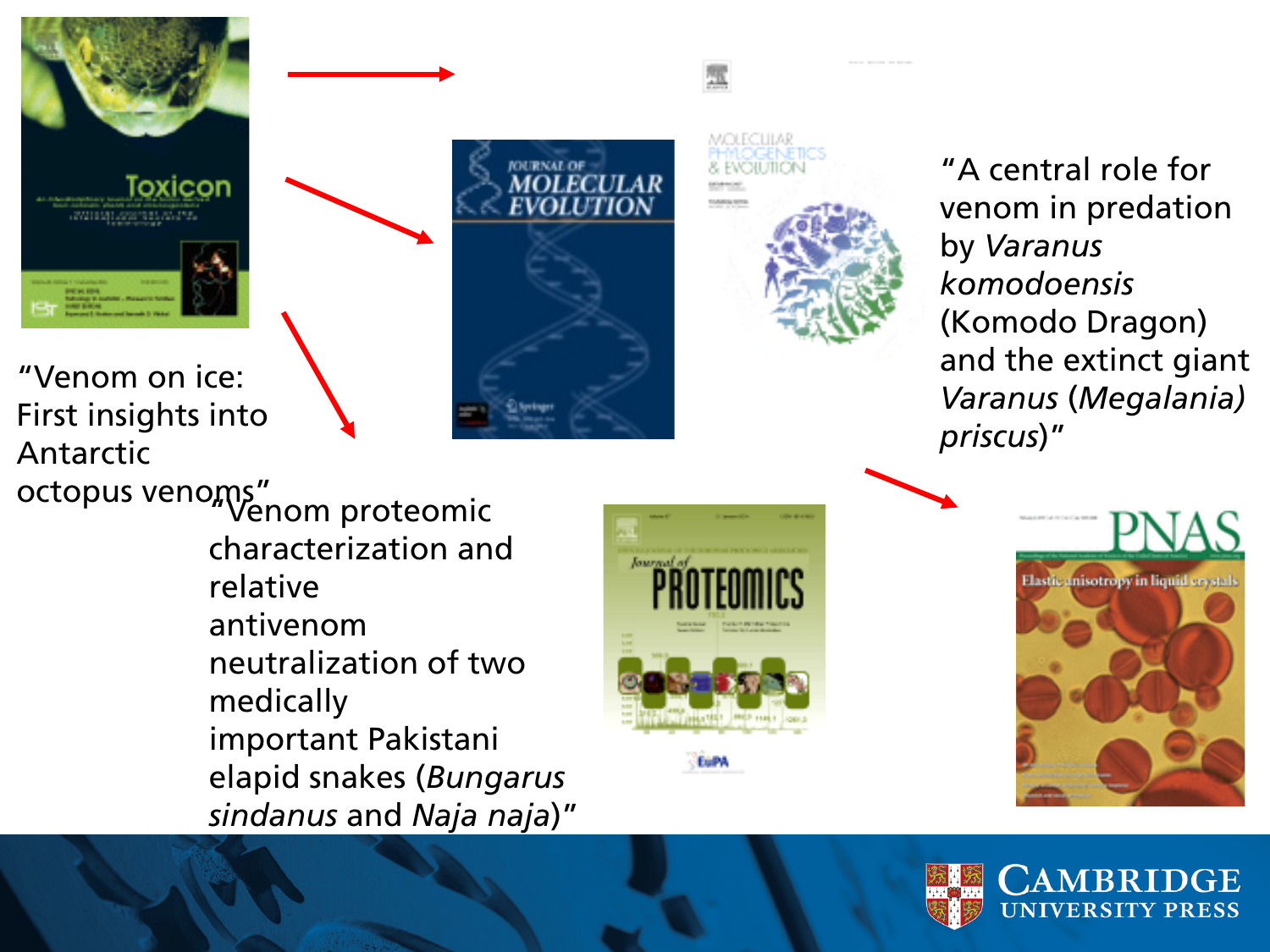"Venom on ice: First insights into Antarctic octopus venoms"

"Venom proteomic characterization and relative antivenom neutralization of two medically important Pakistani elapid snakes (*Bungarus sindanus* and *Naja naja*)"

"A central role for venom in predation by *Varanus komodoensis* (Komodo Dragon) and the extinct giant *Varanus* (*Megalania*) *priscus*)"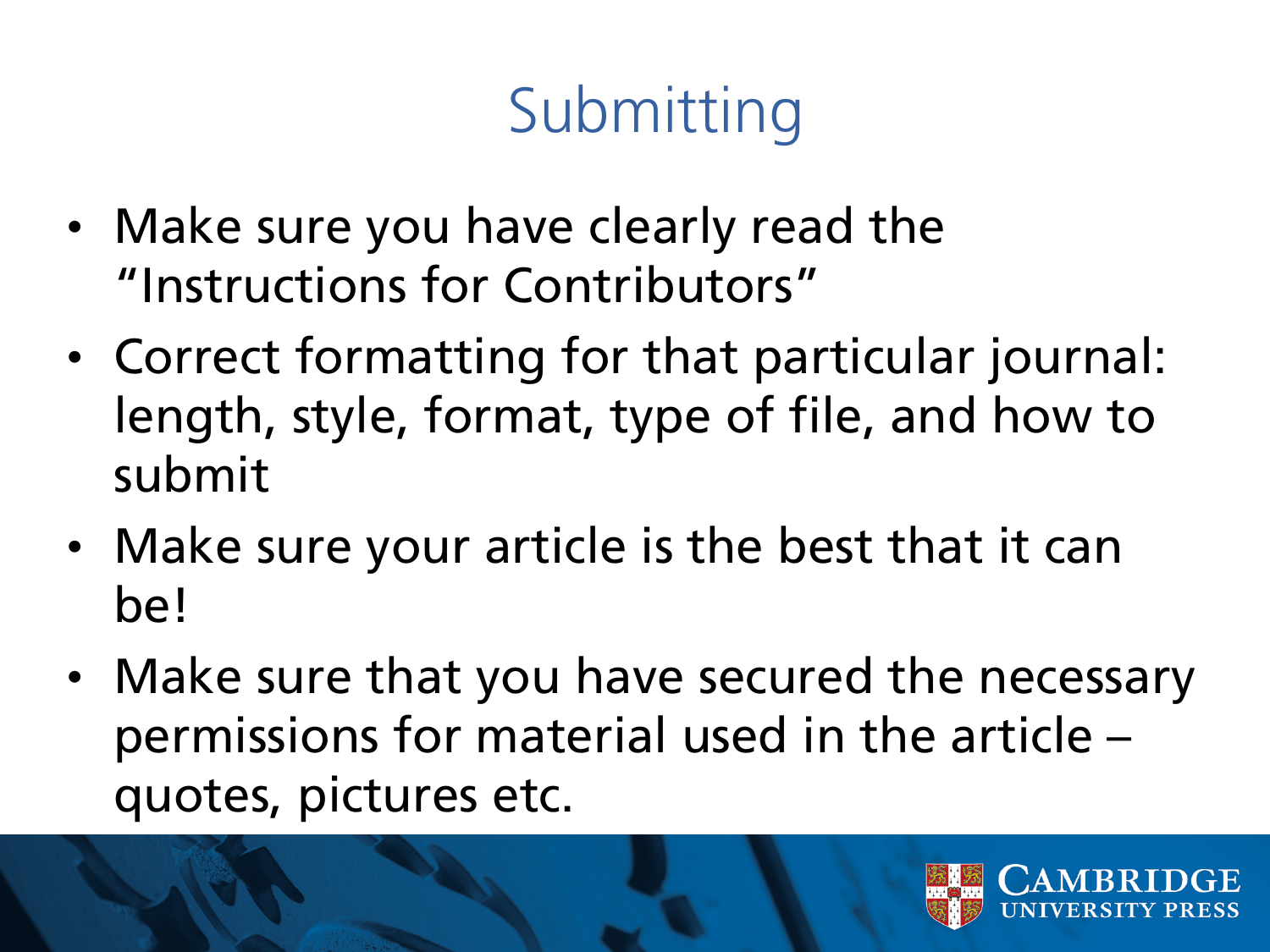# Submitting

- Make sure you have clearly read the "Instructions for Contributors"
- Correct formatting for that particular journal: length, style, format, type of file, and how to submit
- Make sure your article is the best that it can be!
- Make sure that you have secured the necessary permissions for material used in the article – quotes, pictures etc.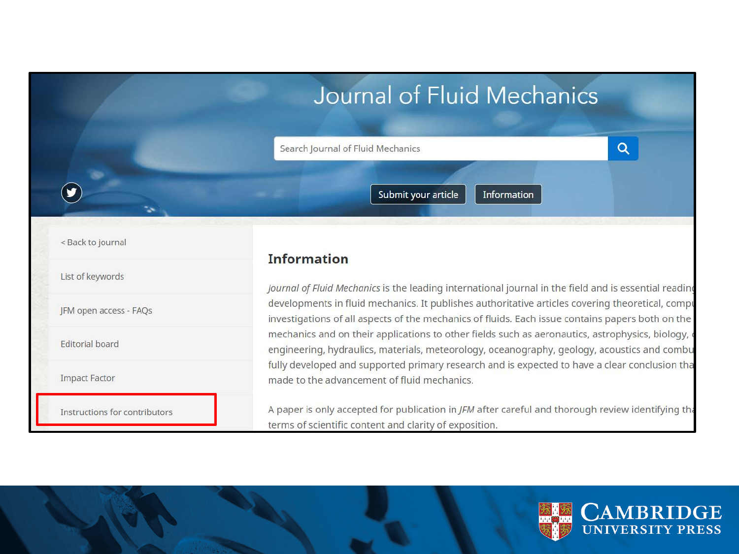# Journal of Fluid Mechanics

Search Journal of Fluid Mechanics

Submit your article

Information

< Back to journal

List of keywords

JFM open access - FAQs

Editorial board

Impact Factor

Instructions for contributors

## Information

*Journal of Fluid Mechanics* is the leading international journal in the field and is essential readin developments in fluid mechanics. It publishes authoritative articles covering theoretical, compu investigations of all aspects of the mechanics of fluids. Each issue contains papers both on the mechanics and on their applications to other fields such as aeronautics, astrophysics, biology, engineering, hydraulics, materials, meteorology, oceanography, geology, acoustics and combu fully developed and supported primary research and is expected to have a clear conclusion tha made to the advancement of fluid mechanics.

A paper is only accepted for publication in *JFM* after careful and thorough review identifying tha terms of scientific content and clarity of exposition.

CAMBRIDGE UNIVERSITY PRESS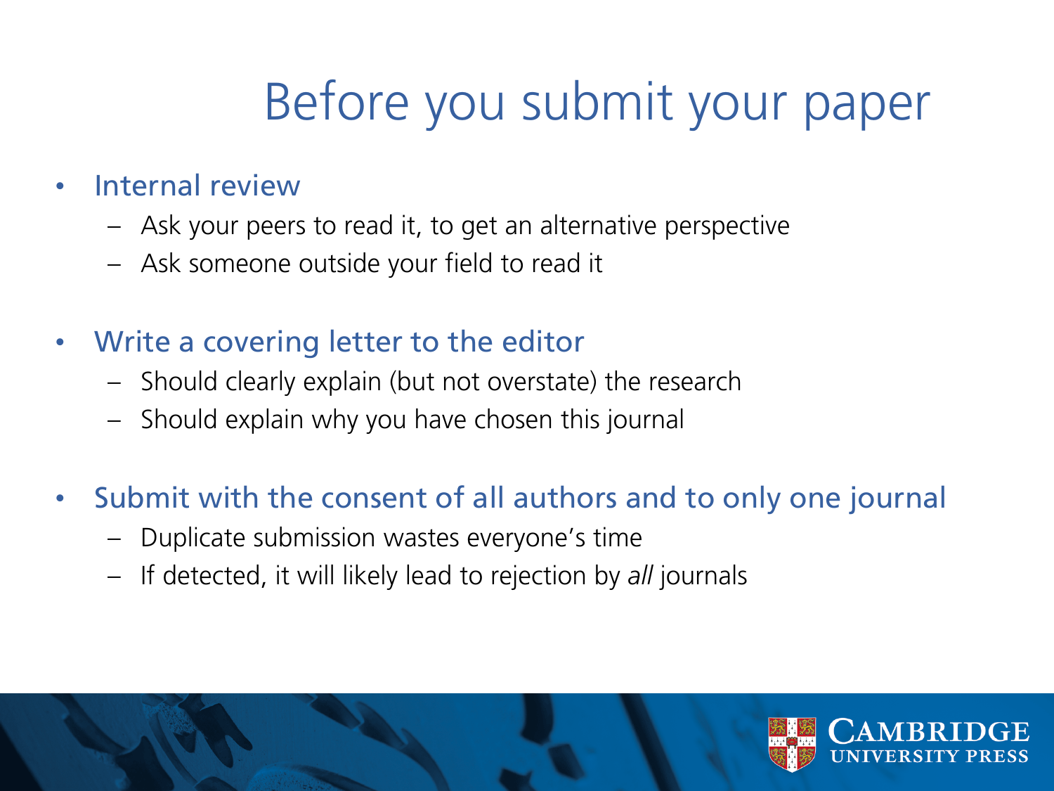# Before you submit your paper

- Internal review
  - Ask your peers to read it, to get an alternative perspective
  - Ask someone outside your field to read it

- Write a covering letter to the editor
  - Should clearly explain (but not overstate) the research
  - Should explain why you have chosen this journal

- Submit with the consent of all authors and to only one journal
  - Duplicate submission wastes everyone's time
  - If detected, it will likely lead to rejection by *all* journals

CAMBRIDGE UNIVERSITY PRESS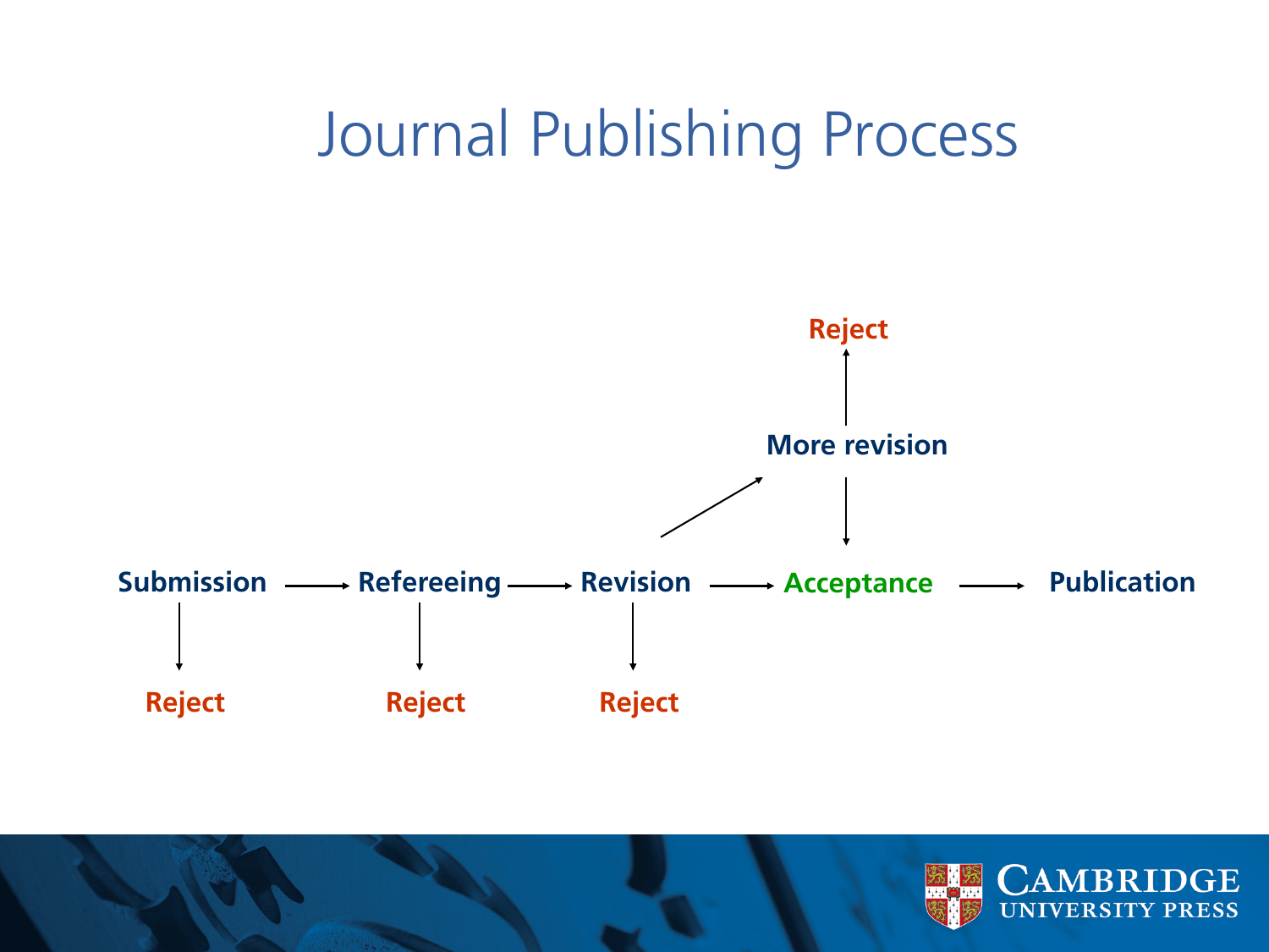# Journal Publishing Process

Submission → Refereeing → Revision → Acceptance → Publication

- Submission → Reject
- Refereeing → Reject
- Revision → Reject
- Revision → More revision
- More revision → Reject
- More revision → Acceptance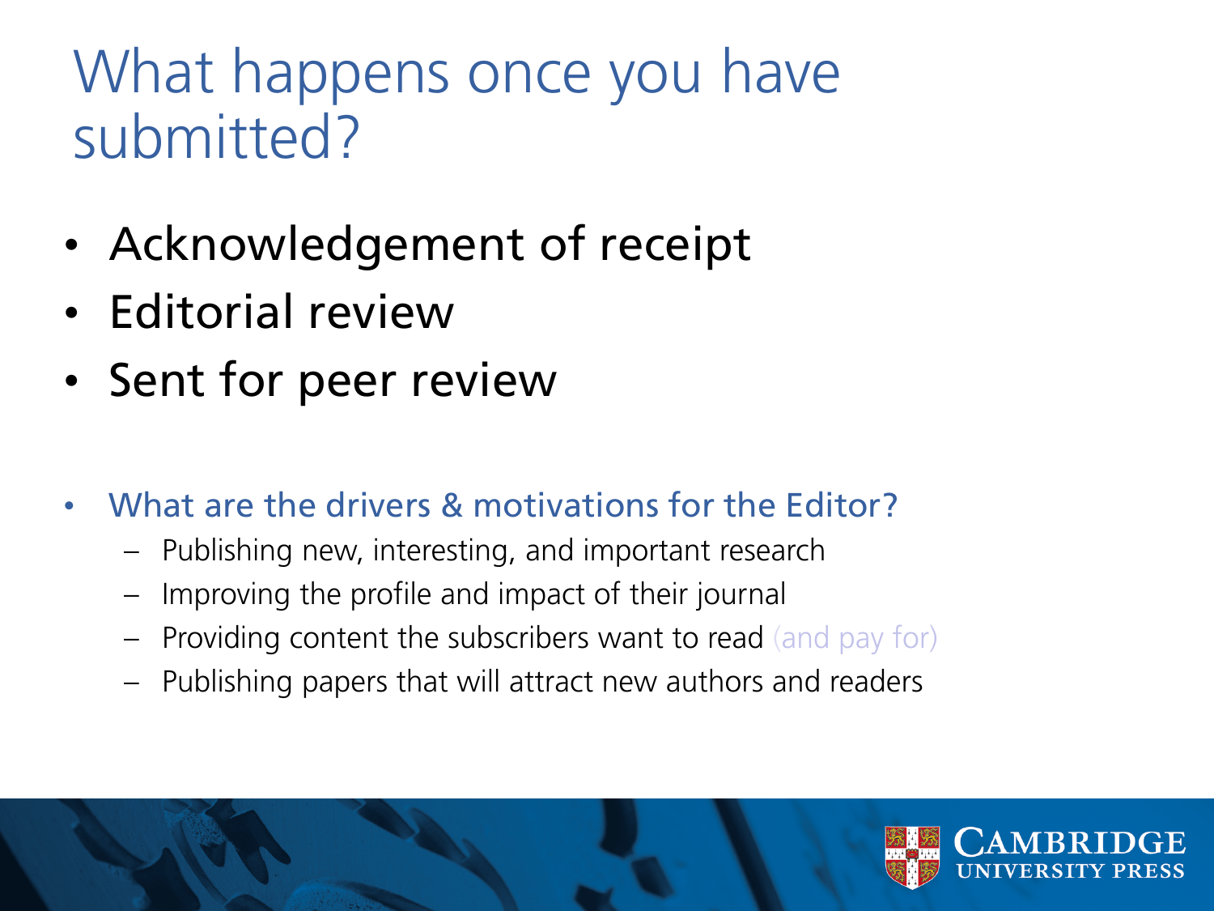# What happens once you have submitted?

- Acknowledgement of receipt
- Editorial review
- Sent for peer review

- What are the drivers & motivations for the Editor?
  - Publishing new, interesting, and important research
  - Improving the profile and impact of their journal
  - Providing content the subscribers want to read (and pay for)
  - Publishing papers that will attract new authors and readers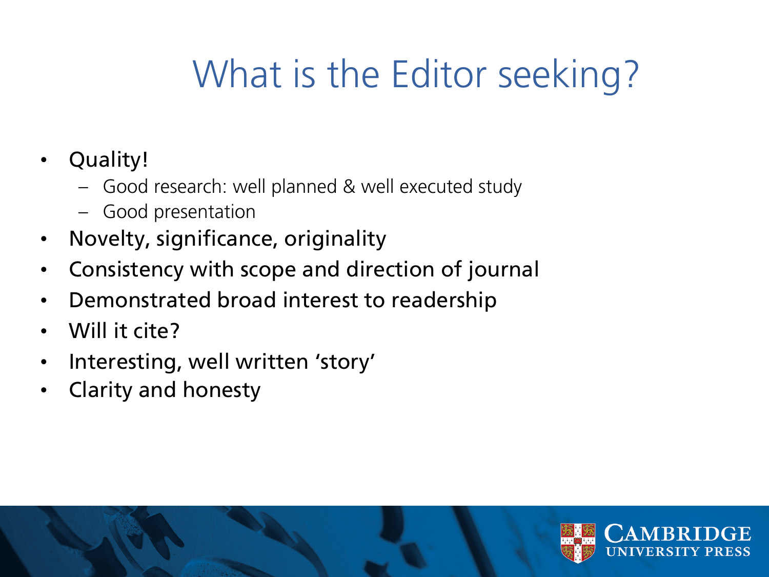# What is the Editor seeking?

- Quality!
  - Good research: well planned & well executed study
  - Good presentation
- Novelty, significance, originality
- Consistency with scope and direction of journal
- Demonstrated broad interest to readership
- Will it cite?
- Interesting, well written ‘story’
- Clarity and honesty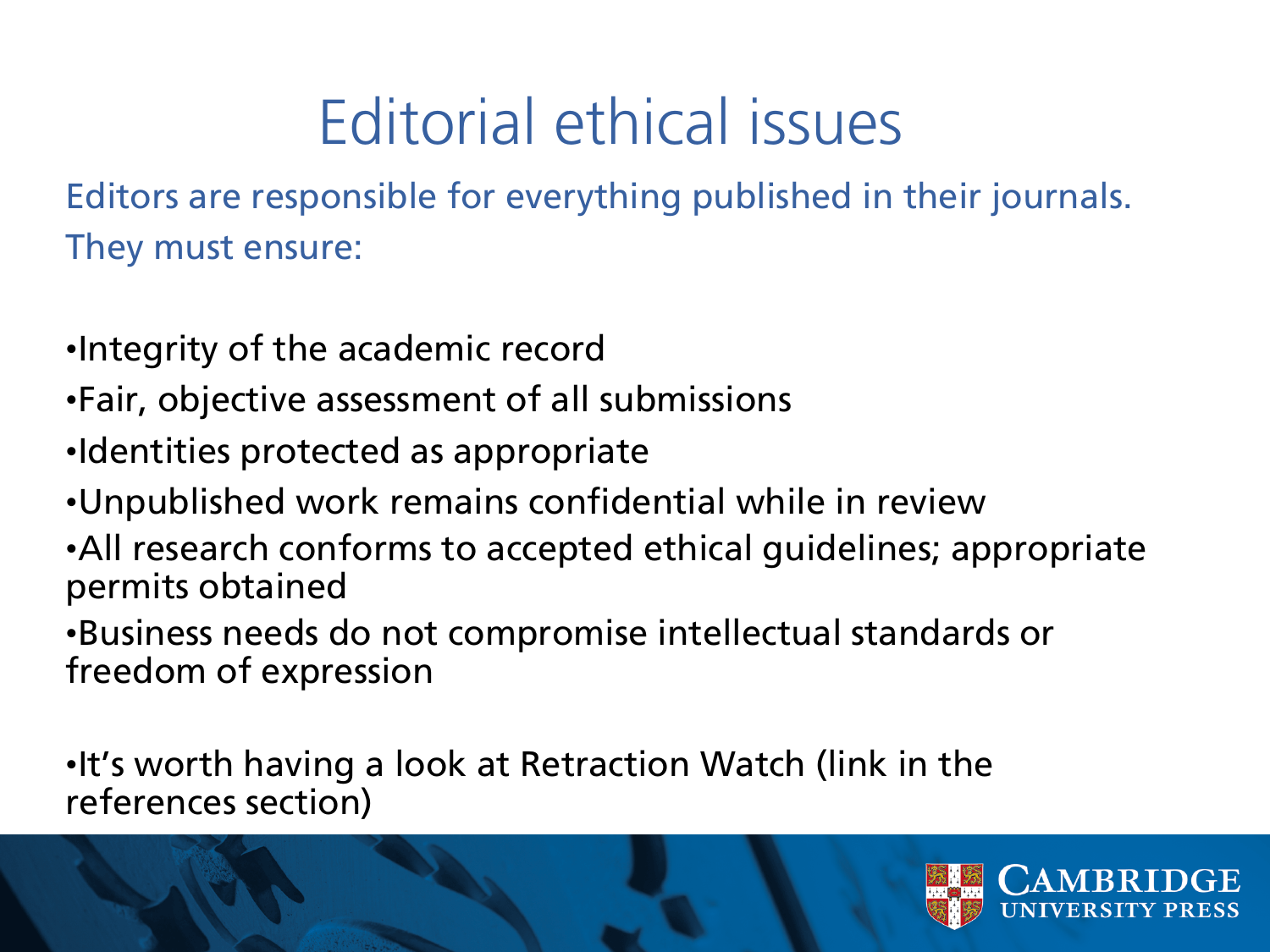# Editorial ethical issues

Editors are responsible for everything published in their journals. They must ensure:

- Integrity of the academic record
- Fair, objective assessment of all submissions
- Identities protected as appropriate
- Unpublished work remains confidential while in review
- All research conforms to accepted ethical guidelines; appropriate permits obtained
- Business needs do not compromise intellectual standards or freedom of expression

- It's worth having a look at Retraction Watch (link in the references section)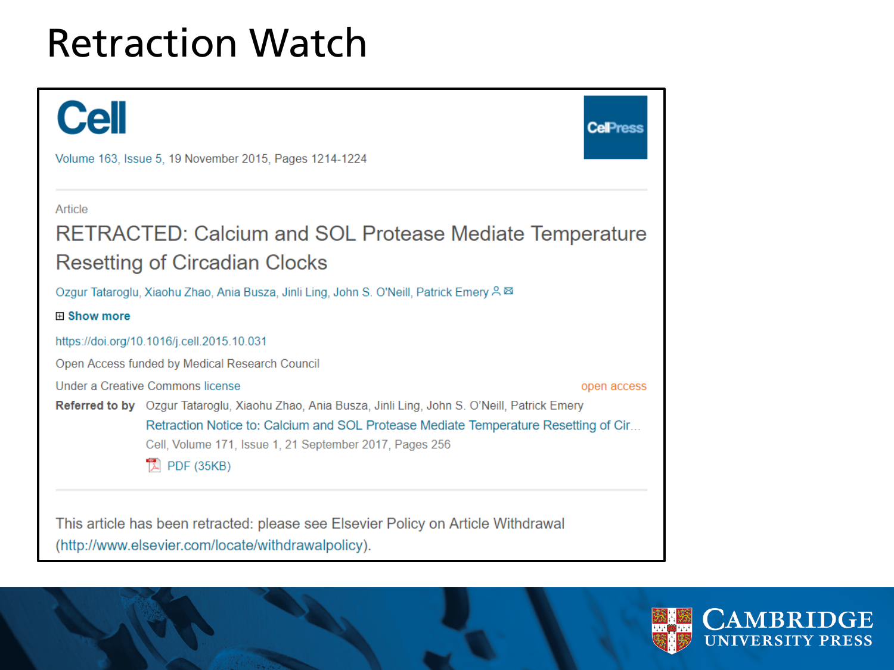# Retraction Watch

**Cell**

**CellPress**

Volume 163, Issue 5, 19 November 2015, Pages 1214-1224

Article

## RETRACTED: Calcium and SOL Protease Mediate Temperature Resetting of Circadian Clocks

Ozgur Tataroglu, Xiaohu Zhao, Ania Busza, Jinli Ling, John S. O'Neill, Patrick Emery

⊞ **Show more**

https://doi.org/10.1016/j.cell.2015.10.031

Open Access funded by Medical Research Council

Under a Creative Commons license

open access

**Referred to by** Ozgur Tataroglu, Xiaohu Zhao, Ania Busza, Jinli Ling, John S. O'Neill, Patrick Emery

Retraction Notice to: Calcium and SOL Protease Mediate Temperature Resetting of Cir...

Cell, Volume 171, Issue 1, 21 September 2017, Pages 256

PDF (35KB)

This article has been retracted: please see Elsevier Policy on Article Withdrawal (http://www.elsevier.com/locate/withdrawalpolicy).

CAMBRIDGE UNIVERSITY PRESS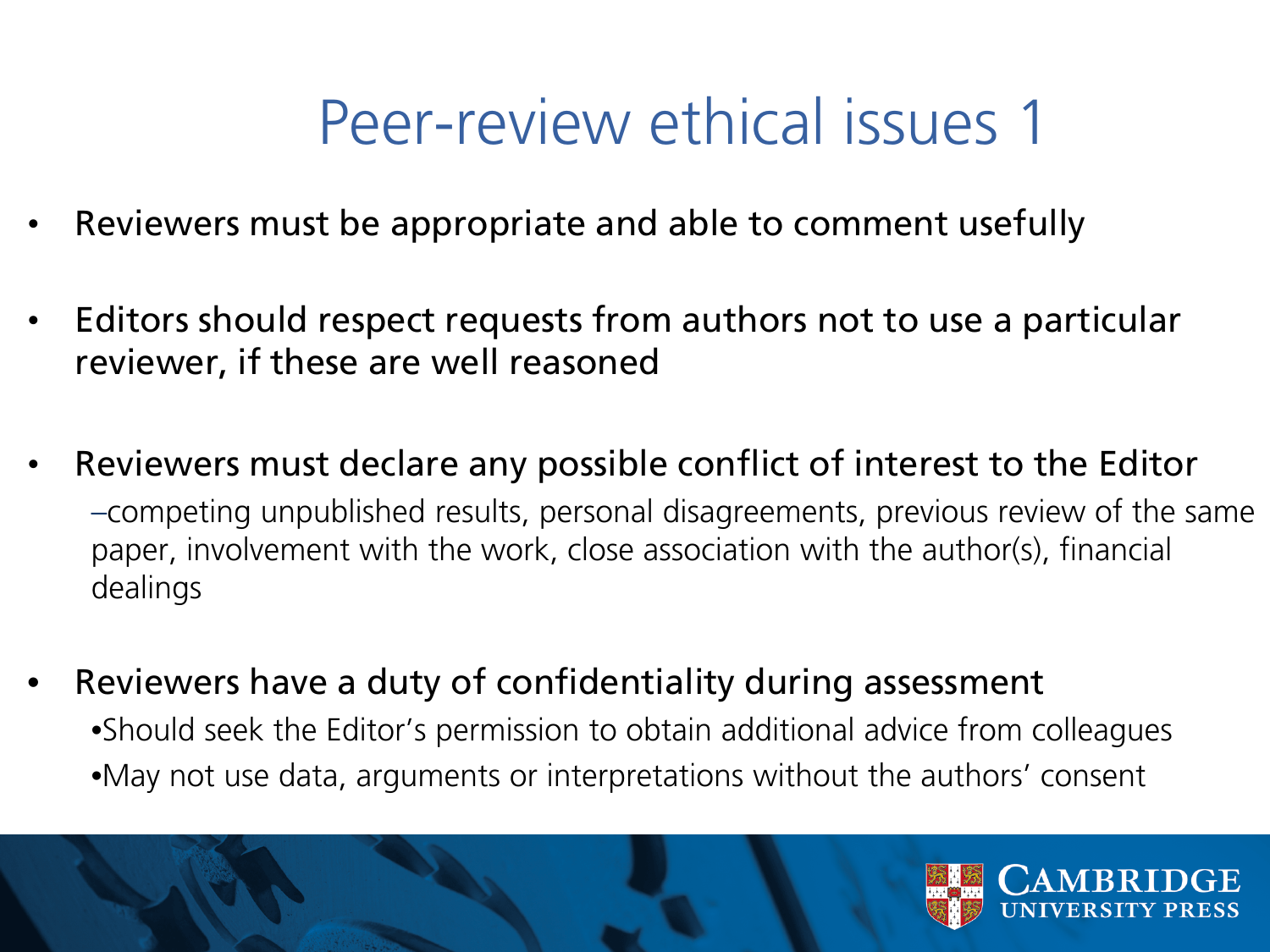# Peer-review ethical issues 1

- Reviewers must be appropriate and able to comment usefully

- Editors should respect requests from authors not to use a particular reviewer, if these are well reasoned

- Reviewers must declare any possible conflict of interest to the Editor
  - competing unpublished results, personal disagreements, previous review of the same paper, involvement with the work, close association with the author(s), financial dealings

- Reviewers have a duty of confidentiality during assessment
  - Should seek the Editor's permission to obtain additional advice from colleagues
  - May not use data, arguments or interpretations without the authors' consent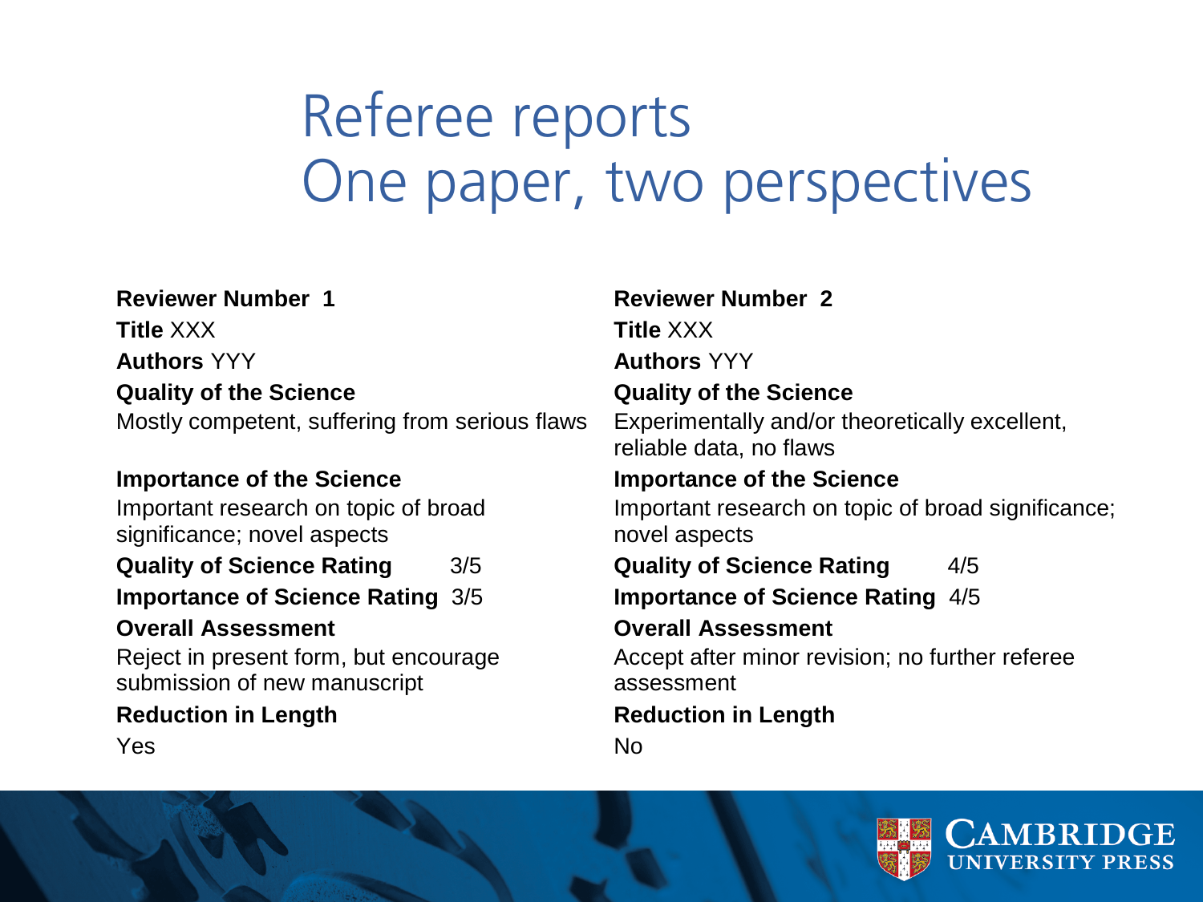# Referee reports
# One paper, two perspectives

**Reviewer Number 1**

**Title** XXX

**Authors** YYY

**Quality of the Science**

Mostly competent, suffering from serious flaws

**Importance of the Science**

Important research on topic of broad significance; novel aspects

**Quality of Science Rating** 3/5

**Importance of Science Rating** 3/5

**Overall Assessment**

Reject in present form, but encourage submission of new manuscript

**Reduction in Length**

Yes

**Reviewer Number 2**

**Title** XXX

**Authors** YYY

**Quality of the Science**

Experimentally and/or theoretically excellent, reliable data, no flaws

**Importance of the Science**

Important research on topic of broad significance; novel aspects

**Quality of Science Rating** 4/5

**Importance of Science Rating** 4/5

**Overall Assessment**

Accept after minor revision; no further referee assessment

**Reduction in Length**

No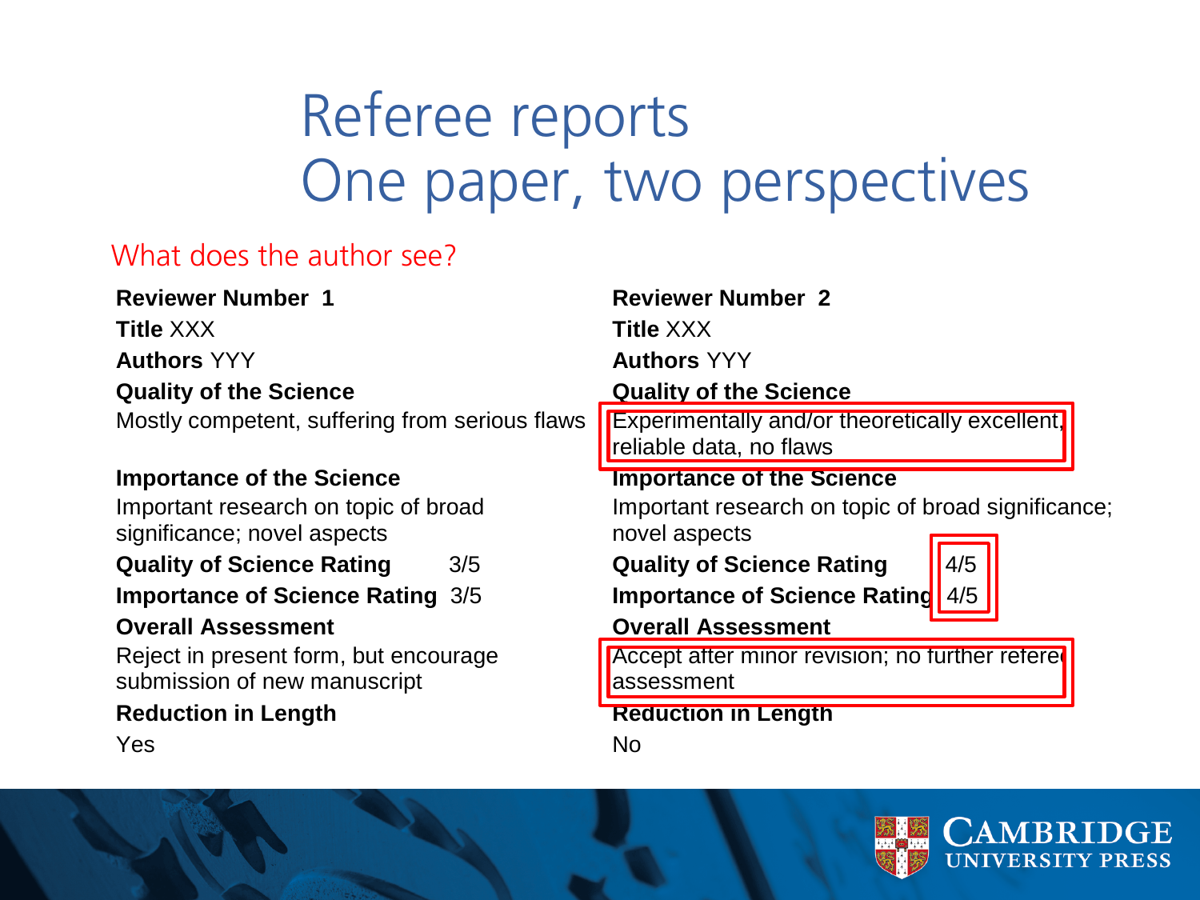# Referee reports
# One paper, two perspectives

## What does the author see?

**Reviewer Number 1**

**Title** XXX

**Authors** YYY

**Quality of the Science**

Mostly competent, suffering from serious flaws

**Importance of the Science**

Important research on topic of broad significance; novel aspects

**Quality of Science Rating** 3/5

**Importance of Science Rating** 3/5

**Overall Assessment**

Reject in present form, but encourage submission of new manuscript

**Reduction in Length**

Yes

**Reviewer Number 2**

**Title** XXX

**Authors** YYY

**Quality of the Science**

Experimentally and/or theoretically excellent, reliable data, no flaws

**Importance of the Science**

Important research on topic of broad significance; novel aspects

**Quality of Science Rating** 4/5

**Importance of Science Rating** 4/5

**Overall Assessment**

Accept after minor revision; no further referee assessment

**Reduction in Length**

No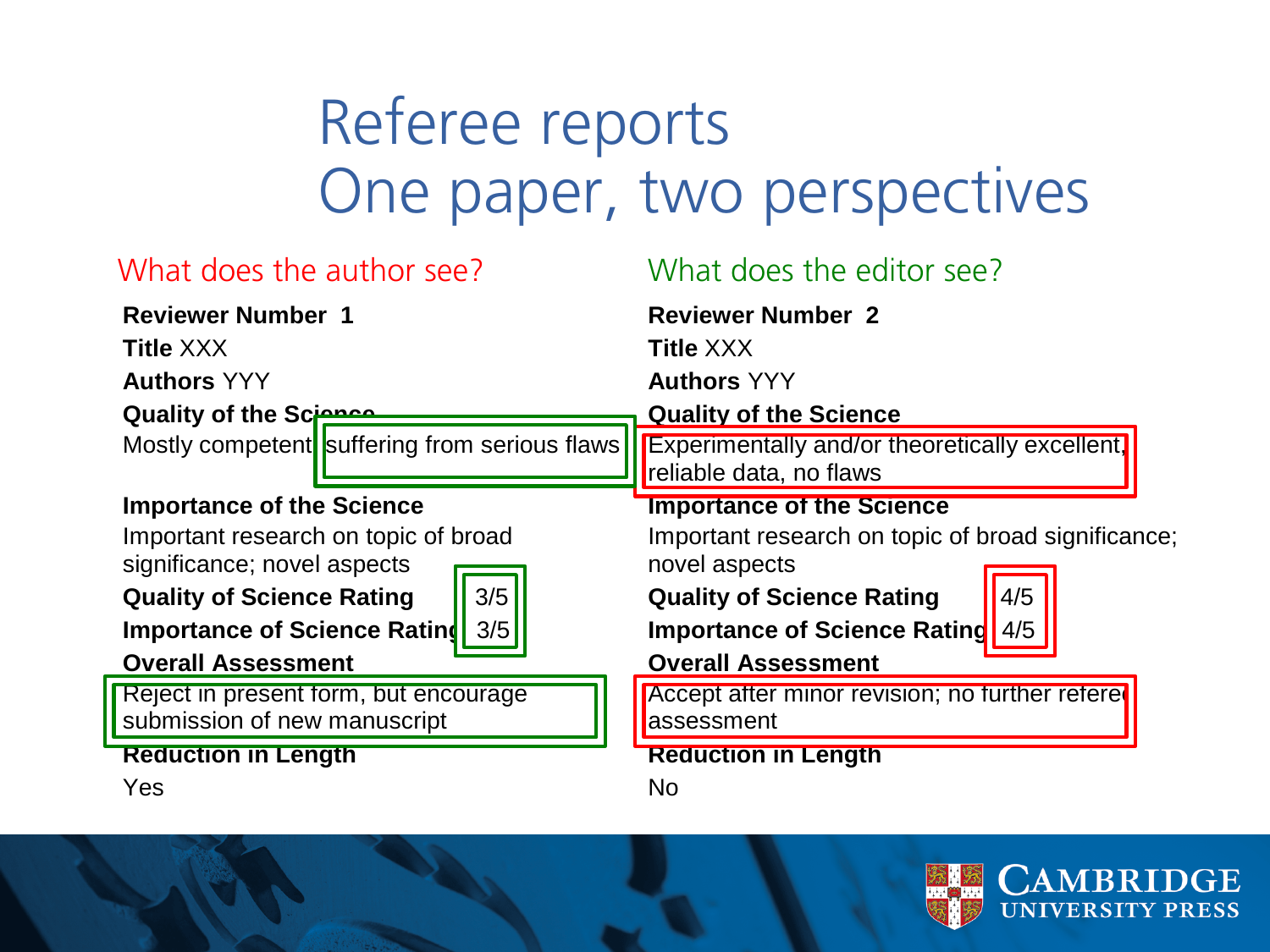# Referee reports
# One paper, two perspectives

## What does the author see?

**Reviewer Number 1**

**Title** XXX

**Authors** YYY

**Quality of the Science**

Mostly competent suffering from serious flaws

**Importance of the Science**

Important research on topic of broad significance; novel aspects

**Quality of Science Rating** 3/5

**Importance of Science Rating** 3/5

**Overall Assessment**

Reject in present form, but encourage submission of new manuscript

**Reduction in Length**

Yes

## What does the editor see?

**Reviewer Number 2**

**Title** XXX

**Authors** YYY

**Quality of the Science**

Experimentally and/or theoretically excellent, reliable data, no flaws

**Importance of the Science**

Important research on topic of broad significance; novel aspects

**Quality of Science Rating** 4/5

**Importance of Science Rating** 4/5

**Overall Assessment**

Accept after minor revision; no further referee assessment

**Reduction in Length**

No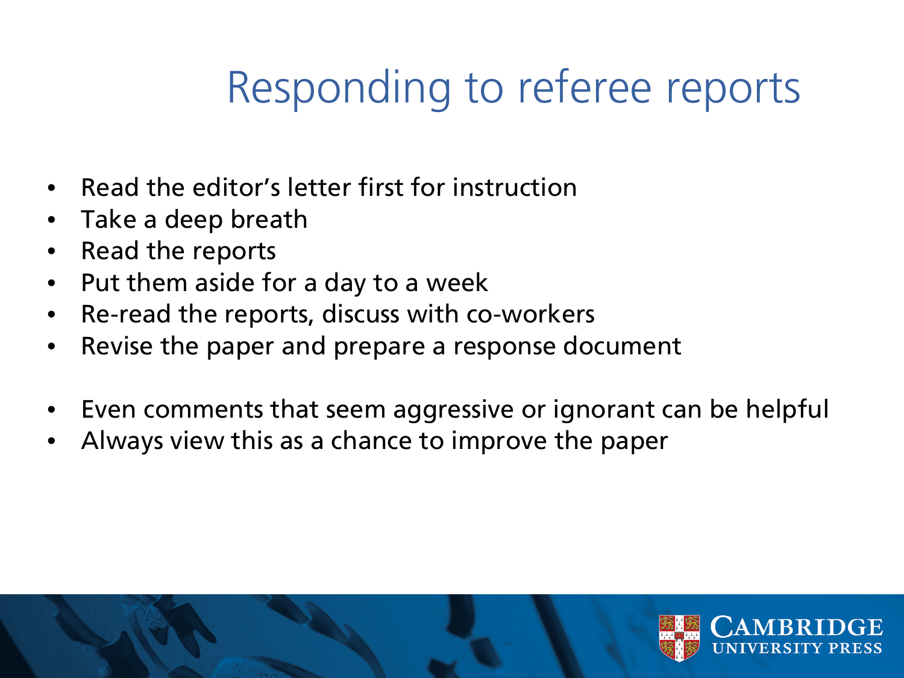# Responding to referee reports

- Read the editor's letter first for instruction
- Take a deep breath
- Read the reports
- Put them aside for a day to a week
- Re-read the reports, discuss with co-workers
- Revise the paper and prepare a response document

- Even comments that seem aggressive or ignorant can be helpful
- Always view this as a chance to improve the paper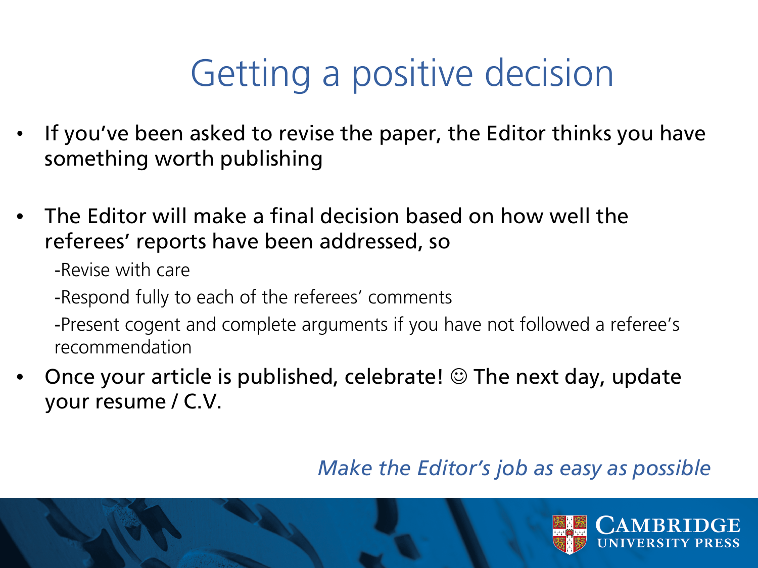# Getting a positive decision

- If you've been asked to revise the paper, the Editor thinks you have something worth publishing

- The Editor will make a final decision based on how well the referees' reports have been addressed, so

  -Revise with care

  -Respond fully to each of the referees' comments

  -Present cogent and complete arguments if you have not followed a referee's recommendation

- Once your article is published, celebrate! ☺ The next day, update your resume / C.V.

*Make the Editor's job as easy as possible*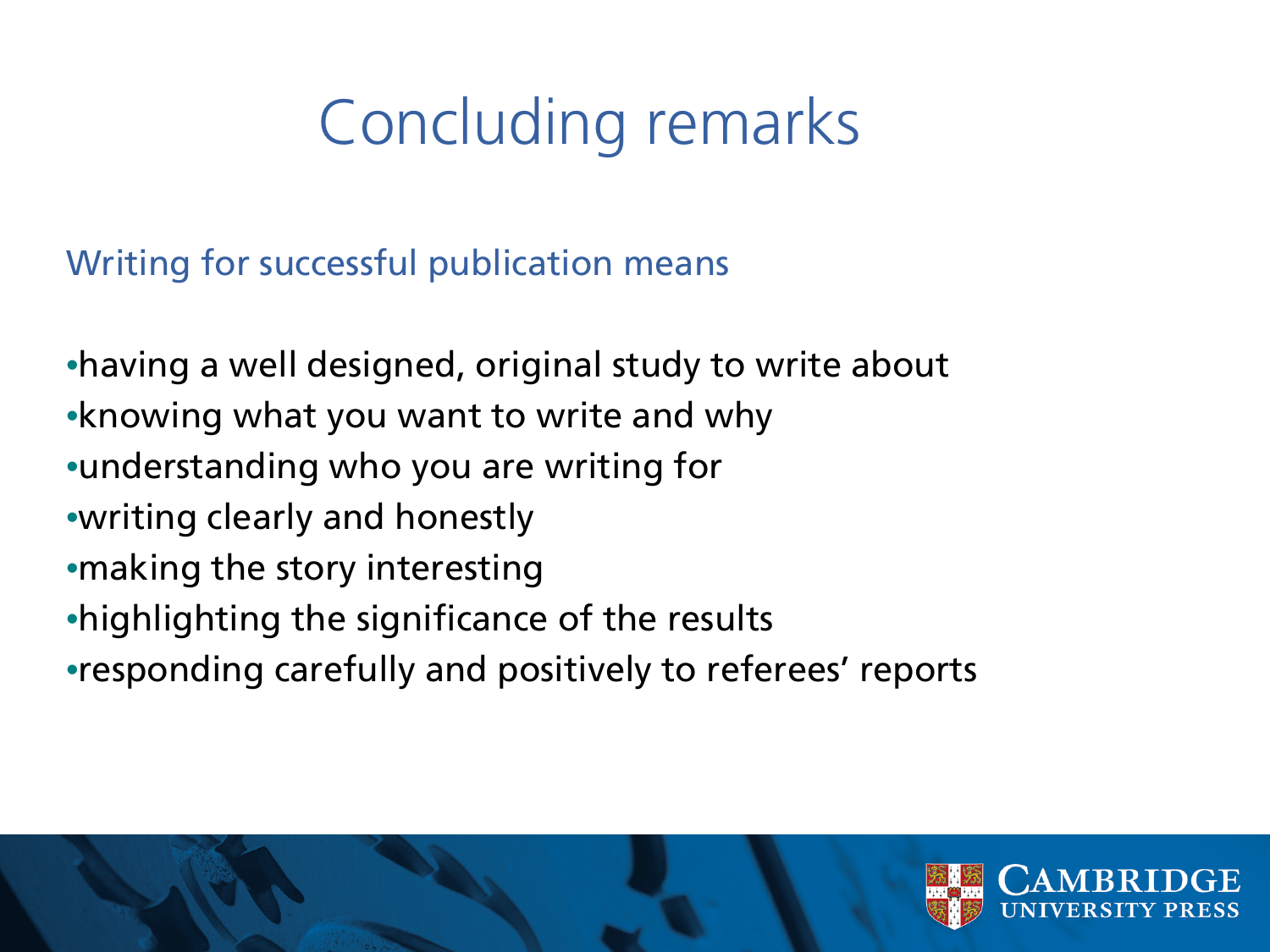# Concluding remarks

Writing for successful publication means

- having a well designed, original study to write about
- knowing what you want to write and why
- understanding who you are writing for
- writing clearly and honestly
- making the story interesting
- highlighting the significance of the results
- responding carefully and positively to referees' reports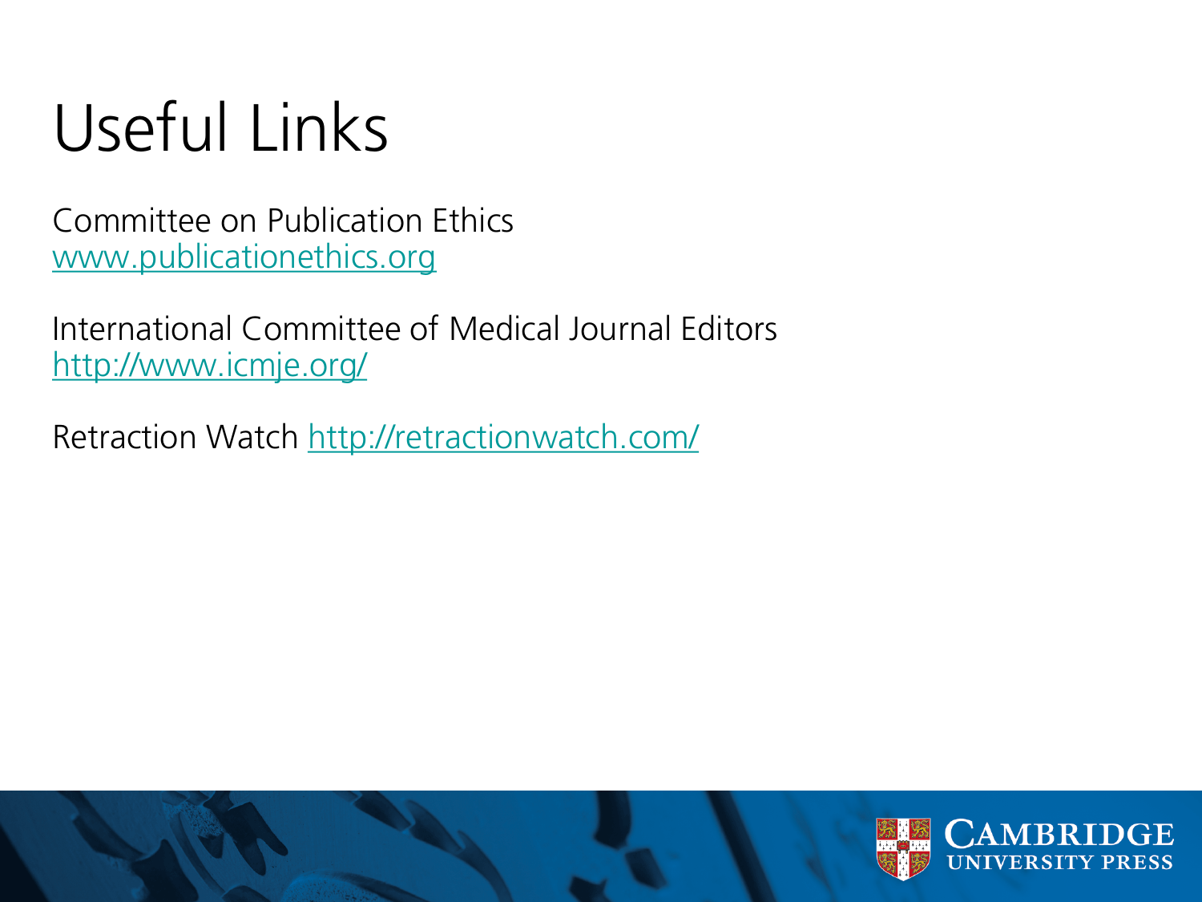# Useful Links

Committee on Publication Ethics
www.publicationethics.org

International Committee of Medical Journal Editors
http://www.icmje.org/

Retraction Watch http://retractionwatch.com/